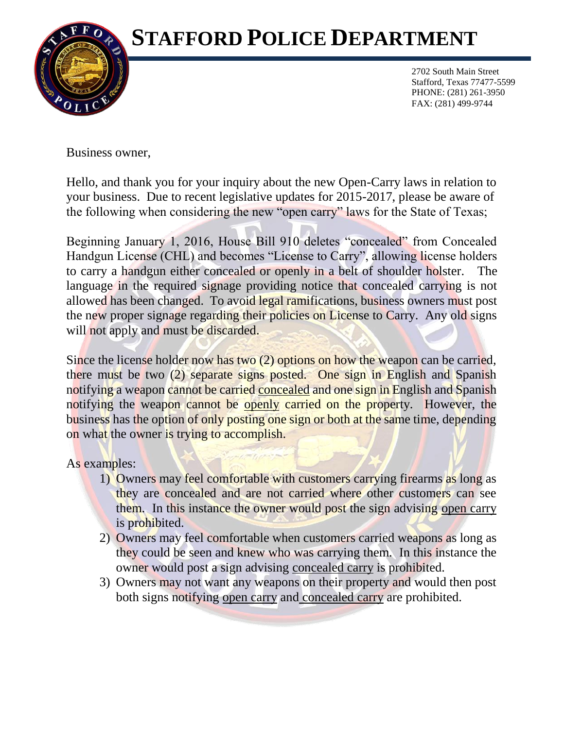# STAFFORD POLICE DEPARTMENT

2702 South Main Street
Stafford, Texas 77477-5599
PHONE: (281) 261-3950
FAX: (281) 499-9744

Business owner,

Hello, and thank you for your inquiry about the new Open-Carry laws in relation to your business. Due to recent legislative updates for 2015-2017, please be aware of the following when considering the new "open carry" laws for the State of Texas;

Beginning January 1, 2016, House Bill 910 deletes "concealed" from Concealed Handgun License (CHL) and becomes "License to Carry", allowing license holders to carry a handgun either concealed or openly in a belt of shoulder holster. The language in the required signage providing notice that concealed carrying is not allowed has been changed. To avoid legal ramifications, business owners must post the new proper signage regarding their policies on License to Carry. Any old signs will not apply and must be discarded.

Since the license holder now has two (2) options on how the weapon can be carried, there must be two (2) separate signs posted. One sign in English and Spanish notifying a weapon cannot be carried <u>concealed</u> and one sign in English and Spanish notifying the weapon cannot be <u>openly</u> carried on the property. However, the business has the option of only posting one sign or both at the same time, depending on what the owner is trying to accomplish.

As examples:

1) Owners may feel comfortable with customers carrying firearms as long as they are concealed and are not carried where other customers can see them. In this instance the owner would post the sign advising <u>open carry</u> is prohibited.
2) Owners may feel comfortable when customers carried weapons as long as they could be seen and knew who was carrying them. In this instance the owner would post a sign advising <u>concealed carry</u> is prohibited.
3) Owners may not want any weapons on their property and would then post both signs notifying <u>open carry</u> and <u>concealed carry</u> are prohibited.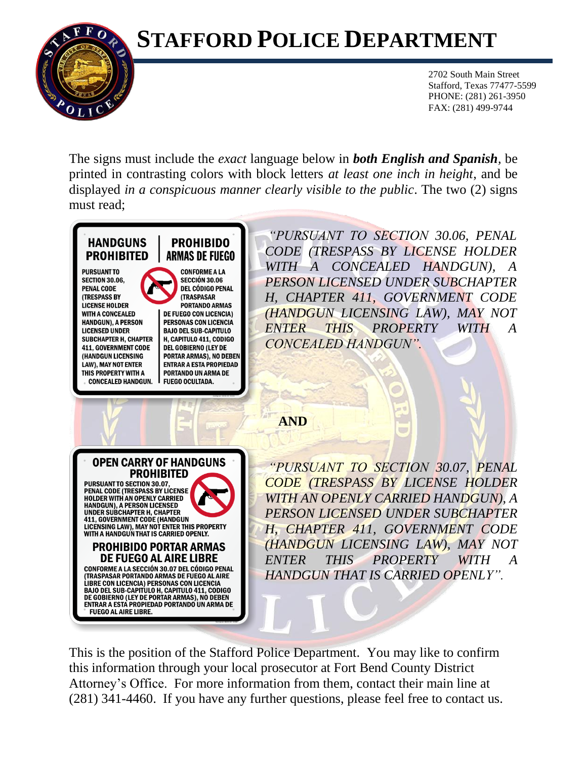# STAFFORD POLICE DEPARTMENT

2702 South Main Street
Stafford, Texas 77477-5599
PHONE: (281) 261-3950
FAX: (281) 499-9744

The signs must include the *exact* language below in ***both English and Spanish***, be printed in contrasting colors with block letters *at least one inch in height*, and be displayed *in a conspicuous manner clearly visible to the public*. The two (2) signs must read;

**HANDGUNS PROHIBITED**

PURSUANT TO SECTION 30.06, PENAL CODE (TRESPASS BY LICENSE HOLDER WITH A CONCEALED HANDGUN), A PERSON LICENSED UNDER SUBCHAPTER H, CHAPTER 411, GOVERNMENT CODE (HANDGUN LICENSING LAW), MAY NOT ENTER THIS PROPERTY WITH A CONCEALED HANDGUN.

**PROHIBIDO ARMAS DE FUEGO**

CONFORME A LA SECCIÓN 30.06 DEL CÓDIGO PENAL (TRASPASAR PORTANDO ARMAS DE FUEGO CON LICENCIA) PERSONAS CON LICENCIA BAJO DEL SUB-CAPITULO H, CAPITULO 411, CODIGO DEL GOBIERNO (LEY DE PORTAR ARMAS), NO DEBEN ENTRAR A ESTA PROPIEDAD PORTANDO UN ARMA DE FUEGO OCULTADA.

*"PURSUANT TO SECTION 30.06, PENAL CODE (TRESPASS BY LICENSE HOLDER WITH A CONCEALED HANDGUN), A PERSON LICENSED UNDER SUBCHAPTER H, CHAPTER 411, GOVERNMENT CODE (HANDGUN LICENSING LAW), MAY NOT ENTER THIS PROPERTY WITH A CONCEALED HANDGUN".*

**AND**

**OPEN CARRY OF HANDGUNS PROHIBITED**

PURSUANT TO SECTION 30.07, PENAL CODE (TRESPASS BY LICENSE HOLDER WITH AN OPENLY CARRIED HANDGUN), A PERSON LICENSED UNDER SUBCHAPTER H, CHAPTER 411, GOVERNMENT CODE (HANDGUN LICENSING LAW), MAY NOT ENTER THIS PROPERTY WITH A HANDGUN THAT IS CARRIED OPENLY.

**PROHIBIDO PORTAR ARMAS DE FUEGO AL AIRE LIBRE**

CONFORME A LA SECCIÓN 30.07 DEL CÓDIGO PENAL (TRASPASAR PORTANDO ARMAS DE FUEGO AL AIRE LIBRE CON LICENCIA) PERSONAS CON LICENCIA BAJO DEL SUB-CAPITULO H, CAPITULO 411, CODIGO DE GOBIERNO (LEY DE PORTAR ARMAS), NO DEBEN ENTRAR A ESTA PROPIEDAD PORTANDO UN ARMA DE FUEGO AL AIRE LIBRE.

*"PURSUANT TO SECTION 30.07, PENAL CODE (TRESPASS BY LICENSE HOLDER WITH AN OPENLY CARRIED HANDGUN), A PERSON LICENSED UNDER SUBCHAPTER H, CHAPTER 411, GOVERNMENT CODE (HANDGUN LICENSING LAW), MAY NOT ENTER THIS PROPERTY WITH A HANDGUN THAT IS CARRIED OPENLY".*

This is the position of the Stafford Police Department. You may like to confirm this information through your local prosecutor at Fort Bend County District Attorney's Office. For more information from them, contact their main line at (281) 341-4460. If you have any further questions, please feel free to contact us.